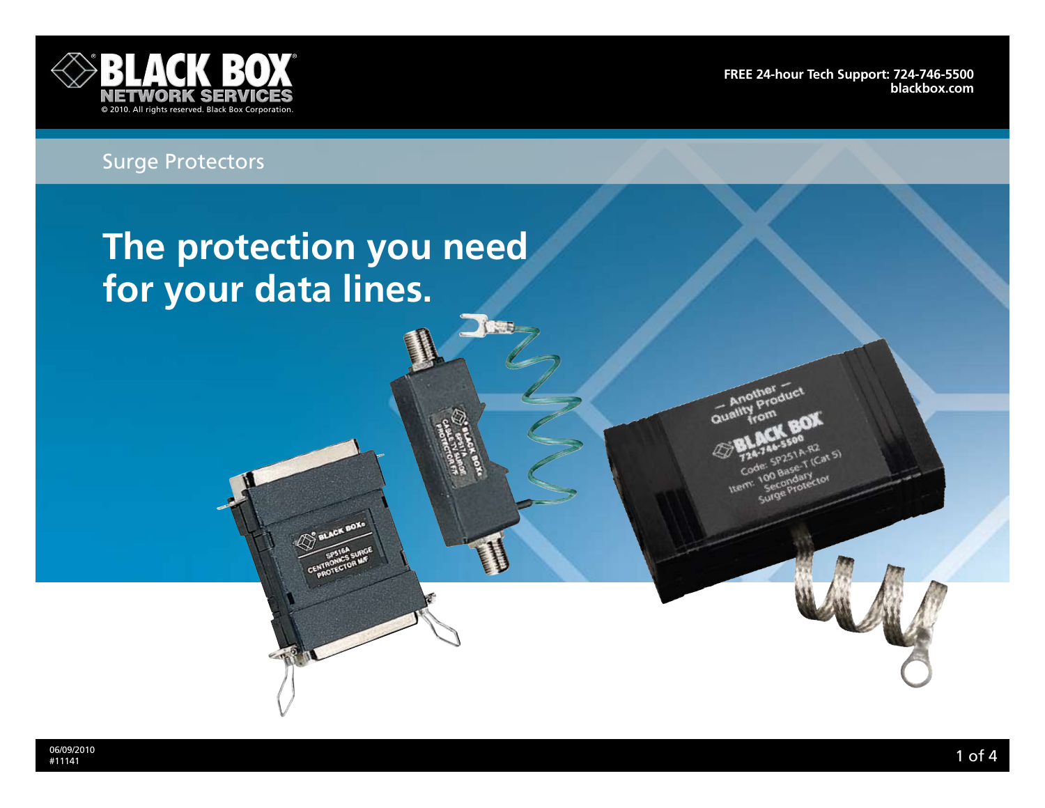BLACK BOX NETWORK SERVICES

© 2010. All rights reserved. Black Box Corporation.

FREE 24-hour Tech Support: 724-746-5500
blackbox.com

Surge Protectors

# The protection you need for your data lines.

06/09/2010
#11141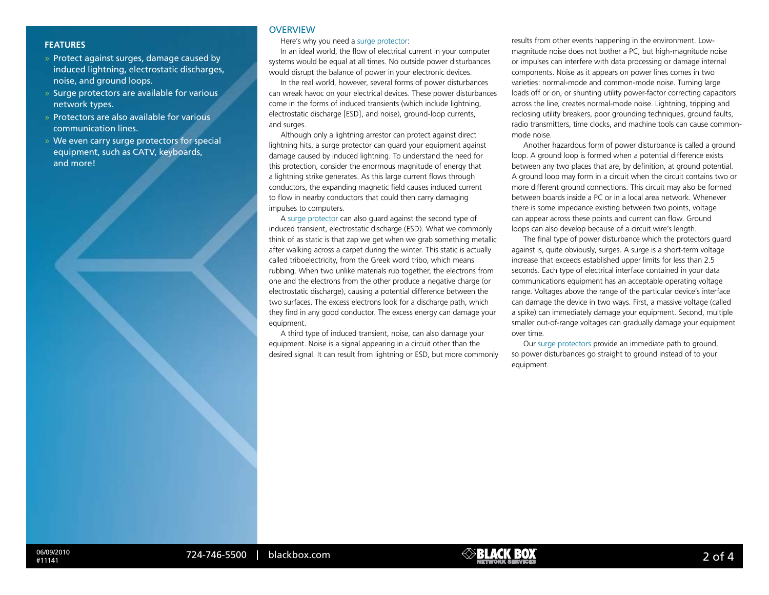## FEATURES

- Protect against surges, damage caused by induced lightning, electrostatic discharges, noise, and ground loops.
- Surge protectors are available for various network types.
- Protectors are also available for various communication lines.
- We even carry surge protectors for special equipment, such as CATV, keyboards, and more!

## OVERVIEW

Here's why you need a surge protector:

In an ideal world, the flow of electrical current in your computer systems would be equal at all times. No outside power disturbances would disrupt the balance of power in your electronic devices.

In the real world, however, several forms of power disturbances can wreak havoc on your electrical devices. These power disturbances come in the forms of induced transients (which include lightning, electrostatic discharge [ESD], and noise), ground-loop currents, and surges.

Although only a lightning arrestor can protect against direct lightning hits, a surge protector can guard your equipment against damage caused by induced lightning. To understand the need for this protection, consider the enormous magnitude of energy that a lightning strike generates. As this large current flows through conductors, the expanding magnetic field causes induced current to flow in nearby conductors that could then carry damaging impulses to computers.

A surge protector can also guard against the second type of induced transient, electrostatic discharge (ESD). What we commonly think of as static is that zap we get when we grab something metallic after walking across a carpet during the winter. This static is actually called triboelectricity, from the Greek word tribo, which means rubbing. When two unlike materials rub together, the electrons from one and the electrons from the other produce a negative charge (or electrostatic discharge), causing a potential difference between the two surfaces. The excess electrons look for a discharge path, which they find in any good conductor. The excess energy can damage your equipment.

A third type of induced transient, noise, can also damage your equipment. Noise is a signal appearing in a circuit other than the desired signal. It can result from lightning or ESD, but more commonly results from other events happening in the environment. Low-magnitude noise does not bother a PC, but high-magnitude noise or impulses can interfere with data processing or damage internal components. Noise as it appears on power lines comes in two varieties: normal-mode and common-mode noise. Turning large loads off or on, or shunting utility power-factor correcting capacitors across the line, creates normal-mode noise. Lightning, tripping and reclosing utility breakers, poor grounding techniques, ground faults, radio transmitters, time clocks, and machine tools can cause common-mode noise.

Another hazardous form of power disturbance is called a ground loop. A ground loop is formed when a potential difference exists between any two places that are, by definition, at ground potential. A ground loop may form in a circuit when the circuit contains two or more different ground connections. This circuit may also be formed between boards inside a PC or in a local area network. Whenever there is some impedance existing between two points, voltage can appear across these points and current can flow. Ground loops can also develop because of a circuit wire's length.

The final type of power disturbance which the protectors guard against is, quite obviously, surges. A surge is a short-term voltage increase that exceeds established upper limits for less than 2.5 seconds. Each type of electrical interface contained in your data communications equipment has an acceptable operating voltage range. Voltages above the range of the particular device's interface can damage the device in two ways. First, a massive voltage (called a spike) can immediately damage your equipment. Second, multiple smaller out-of-range voltages can gradually damage your equipment over time.

Our surge protectors provide an immediate path to ground, so power disturbances go straight to ground instead of to your equipment.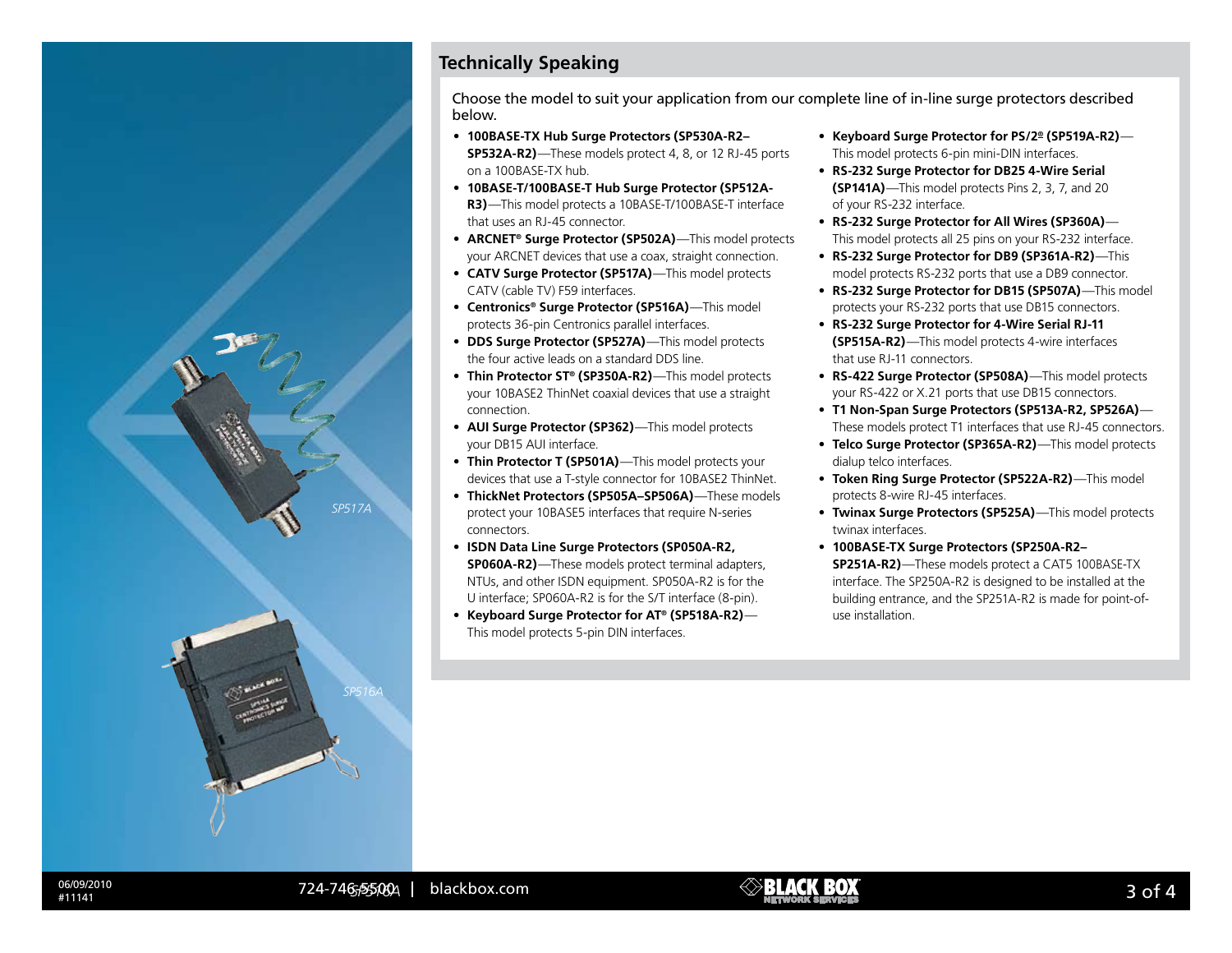## Technically Speaking

Choose the model to suit your application from our complete line of in-line surge protectors described below.

- **100BASE-TX Hub Surge Protectors (SP530A-R2–SP532A-R2)**—These models protect 4, 8, or 12 RJ-45 ports on a 100BASE-TX hub.
- **10BASE-T/100BASE-T Hub Surge Protector (SP512A-R3)**—This model protects a 10BASE-T/100BASE-T interface that uses an RJ-45 connector.
- **ARCNET® Surge Protector (SP502A)**—This model protects your ARCNET devices that use a coax, straight connection.
- **CATV Surge Protector (SP517A)**—This model protects CATV (cable TV) F59 interfaces.
- **Centronics® Surge Protector (SP516A)**—This model protects 36-pin Centronics parallel interfaces.
- **DDS Surge Protector (SP527A)**—This model protects the four active leads on a standard DDS line.
- **Thin Protector ST® (SP350A-R2)**—This model protects your 10BASE2 ThinNet coaxial devices that use a straight connection.
- **AUI Surge Protector (SP362)**—This model protects your DB15 AUI interface.
- **Thin Protector T (SP501A)**—This model protects your devices that use a T-style connector for 10BASE2 ThinNet.
- **ThickNet Protectors (SP505A–SP506A)**—These models protect your 10BASE5 interfaces that require N-series connectors.
- **ISDN Data Line Surge Protectors (SP050A-R2, SP060A-R2)**—These models protect terminal adapters, NTUs, and other ISDN equipment. SP050A-R2 is for the U interface; SP060A-R2 is for the S/T interface (8-pin).
- **Keyboard Surge Protector for AT® (SP518A-R2)**—This model protects 5-pin DIN interfaces.
- **Keyboard Surge Protector for PS/2® (SP519A-R2)**—This model protects 6-pin mini-DIN interfaces.
- **RS-232 Surge Protector for DB25 4-Wire Serial (SP141A)**—This model protects Pins 2, 3, 7, and 20 of your RS-232 interface.
- **RS-232 Surge Protector for All Wires (SP360A)**—This model protects all 25 pins on your RS-232 interface.
- **RS-232 Surge Protector for DB9 (SP361A-R2)**—This model protects RS-232 ports that use a DB9 connector.
- **RS-232 Surge Protector for DB15 (SP507A)**—This model protects your RS-232 ports that use DB15 connectors.
- **RS-232 Surge Protector for 4-Wire Serial RJ-11 (SP515A-R2)**—This model protects 4-wire interfaces that use RJ-11 connectors.
- **RS-422 Surge Protector (SP508A)**—This model protects your RS-422 or X.21 ports that use DB15 connectors.
- **T1 Non-Span Surge Protectors (SP513A-R2, SP526A)**—These models protect T1 interfaces that use RJ-45 connectors.
- **Telco Surge Protector (SP365A-R2)**—This model protects dialup telco interfaces.
- **Token Ring Surge Protector (SP522A-R2)**—This model protects 8-wire RJ-45 interfaces.
- **Twinax Surge Protectors (SP525A)**—This model protects twinax interfaces.
- **100BASE-TX Surge Protectors (SP250A-R2–SP251A-R2)**—These models protect a CAT5 100BASE-TX interface. The SP250A-R2 is designed to be installed at the building entrance, and the SP251A-R2 is made for point-of-use installation.

SP517A

SP516A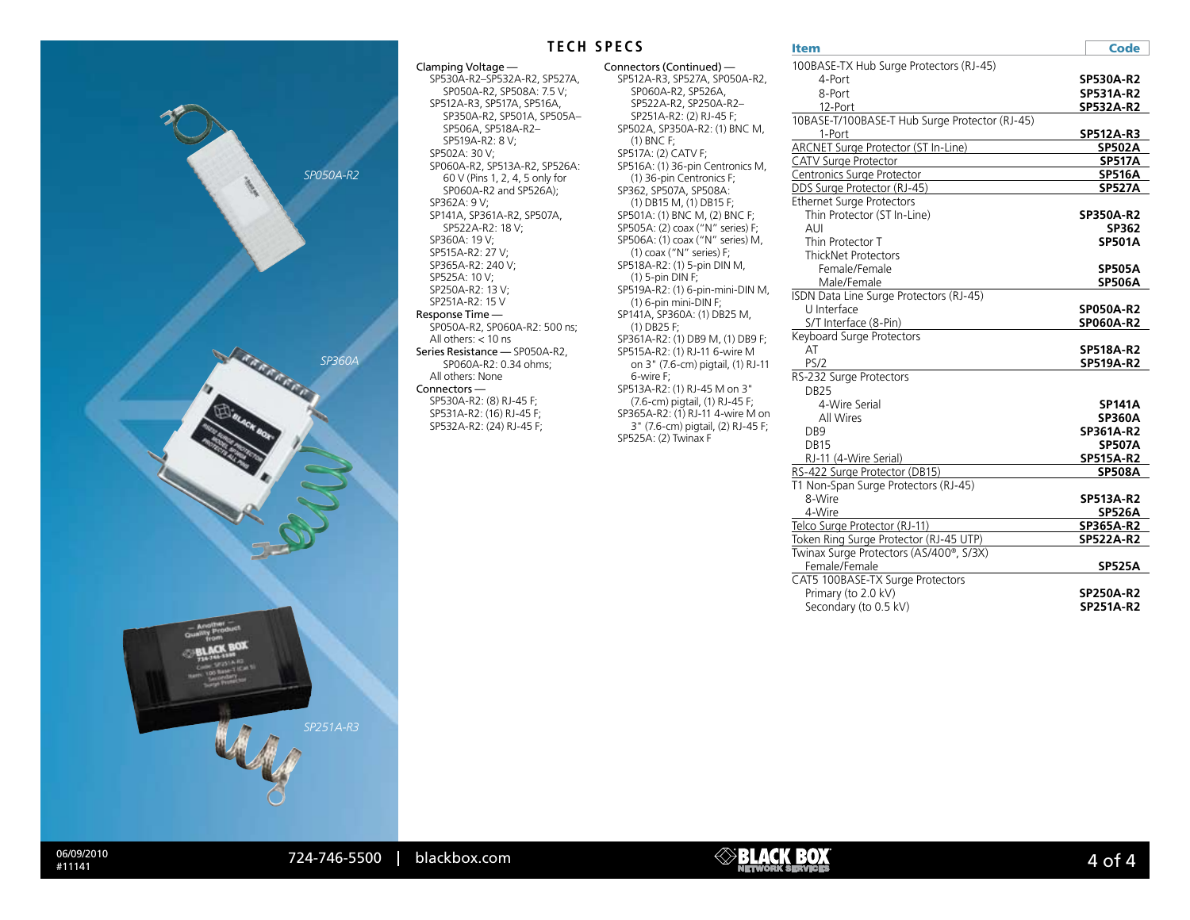SP050A-R2

SP360A

SP251A-R3

## TECH SPECS

**Clamping Voltage** —
SP530A-R2–SP532A-R2, SP527A, SP050A-R2, SP508A: 7.5 V;
SP512A-R3, SP517A, SP516A, SP350A-R2, SP501A, SP505A–SP506A, SP518A-R2–SP519A-R2: 8 V;
SP502A: 30 V;
SP060A-R2, SP513A-R2, SP526A: 60 V (Pins 1, 2, 4, 5 only for SP060A-R2 and SP526A);
SP362A: 9 V;
SP141A, SP361A-R2, SP507A, SP522A-R2: 18 V;
SP360A: 19 V;
SP515A-R2: 27 V;
SP365A-R2: 240 V;
SP525A: 10 V;
SP250A-R2: 13 V;
SP251A-R2: 15 V

**Response Time** —
SP050A-R2, SP060A-R2: 500 ns;
All others: < 10 ns

**Series Resistance** — SP050A-R2, SP060A-R2: 0.34 ohms;
All others: None

**Connectors** —
SP530A-R2: (8) RJ-45 F;
SP531A-R2: (16) RJ-45 F;
SP532A-R2: (24) RJ-45 F;

**Connectors (Continued)** —
SP512A-R3, SP527A, SP050A-R2, SP060A-R2, SP526A, SP522A-R2, SP250A-R2–SP251A-R2: (2) RJ-45 F;
SP502A, SP350A-R2: (1) BNC M, (1) BNC F;
SP517A: (2) CATV F;
SP516A: (1) 36-pin Centronics M, (1) 36-pin Centronics F;
SP362, SP507A, SP508A: (1) DB15 M, (1) DB15 F;
SP501A: (1) BNC M, (2) BNC F;
SP505A: (2) coax ("N" series) F;
SP506A: (1) coax ("N" series) M, (1) coax ("N" series) F;
SP518A-R2: (1) 5-pin DIN M, (1) 5-pin DIN F;
SP519A-R2: (1) 6-pin-mini-DIN M, (1) 6-pin mini-DIN F;
SP141A, SP360A: (1) DB25 M, (1) DB25 F;
SP361A-R2: (1) DB9 M, (1) DB9 F;
SP515A-R2: (1) RJ-11 6-wire M on 3" (7.6-cm) pigtail, (1) RJ-11 6-wire F;
SP513A-R2: (1) RJ-45 M on 3" (7.6-cm) pigtail, (1) RJ-45 F;
SP365A-R2: (1) RJ-11 4-wire M on 3" (7.6-cm) pigtail, (2) RJ-45 F;
SP525A: (2) Twinax F

| Item | Code |
|---|---|
| 100BASE-TX Hub Surge Protectors (RJ-45) | |
| 4-Port | **SP530A-R2** |
| 8-Port | **SP531A-R2** |
| 12-Port | **SP532A-R2** |
| 10BASE-T/100BASE-T Hub Surge Protector (RJ-45) | |
| 1-Port | **SP512A-R3** |
| ARCNET Surge Protector (ST In-Line) | **SP502A** |
| CATV Surge Protector | **SP517A** |
| Centronics Surge Protector | **SP516A** |
| DDS Surge Protector (RJ-45) | **SP527A** |
| Ethernet Surge Protectors | |
| Thin Protector (ST In-Line) | **SP350A-R2** |
| AUI | **SP362** |
| Thin Protector T | **SP501A** |
| ThickNet Protectors | |
| Female/Female | **SP505A** |
| Male/Female | **SP506A** |
| ISDN Data Line Surge Protectors (RJ-45) | |
| U Interface | **SP050A-R2** |
| S/T Interface (8-Pin) | **SP060A-R2** |
| Keyboard Surge Protectors | |
| AT | **SP518A-R2** |
| PS/2 | **SP519A-R2** |
| RS-232 Surge Protectors | |
| DB25 | |
| 4-Wire Serial | **SP141A** |
| All Wires | **SP360A** |
| DB9 | **SP361A-R2** |
| DB15 | **SP507A** |
| RJ-11 (4-Wire Serial) | **SP515A-R2** |
| RS-422 Surge Protector (DB15) | **SP508A** |
| T1 Non-Span Surge Protectors (RJ-45) | |
| 8-Wire | **SP513A-R2** |
| 4-Wire | **SP526A** |
| Telco Surge Protector (RJ-11) | **SP365A-R2** |
| Token Ring Surge Protector (RJ-45 UTP) | **SP522A-R2** |
| Twinax Surge Protectors (AS/400®, S/3X) | |
| Female/Female | **SP525A** |
| CAT5 100BASE-TX Surge Protectors | |
| Primary (to 2.0 kV) | **SP250A-R2** |
| Secondary (to 0.5 kV) | **SP251A-R2** |

06/09/2010
#11141

724-746-5500 | blackbox.com